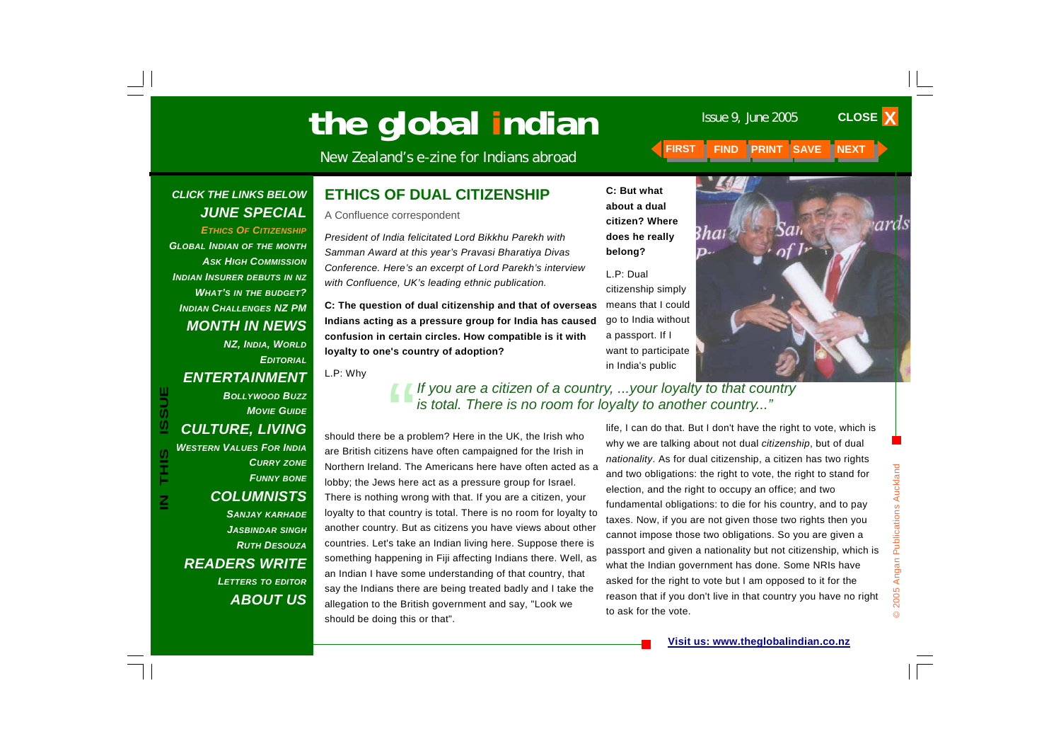# the global indian

New Zealand's e-zine for Indians abroad

Issue 9, June 2005

CLICK THE LINKS BELOW

**JUNE SPECIAL**

- Ethics Of Citizenship
- Global Indian of the Month
- Ask High Commission
- Indian Insurer Debuts in NZ
- What's in the Budget?
- Indian Challenges NZ PM

**MONTH IN NEWS**

- NZ, India, World
- Editorial

**ENTERTAINMENT**

- Bollywood Buzz
- Movie Guide

**CULTURE, LIVING**

- Western Values For India
- Curry Zone
- Funny Bone

**COLUMNISTS**

- Sanjay Karhade
- Jasbindar Singh
- Ruth Desouza

**READERS WRITE**

- Letters to Editor

**ABOUT US**

## ETHICS OF DUAL CITIZENSHIP

A Confluence correspondent

*President of India felicitated Lord Bikkhu Parekh with Samman Award at this year's Pravasi Bharatiya Divas Conference. Here's an excerpt of Lord Parekh's interview with Confluence, UK's leading ethnic publication.*

**C: The question of dual citizenship and that of overseas Indians acting as a pressure group for India has caused confusion in certain circles. How compatible is it with loyalty to one's country of adoption?**

L.P: Why should there be a problem? Here in the UK, the Irish who are British citizens have often campaigned for the Irish in Northern Ireland. The Americans here have often acted as a lobby; the Jews here act as a pressure group for Israel. There is nothing wrong with that. If you are a citizen, your loyalty to that country is total. There is no room for loyalty to another country. But as citizens you have views about other countries. Let's take an Indian living here. Suppose there is something happening in Fiji affecting Indians there. Well, as an Indian I have some understanding of that country, that say the Indians there are being treated badly and I take the allegation to the British government and say, "Look we should be doing this or that".

> *"If you are a citizen of a country, ...your loyalty to that country is total. There is no room for loyalty to another country..."*

**C: But what about a dual citizen? Where does he really belong?**

L.P: Dual citizenship simply means that I could go to India without a passport. If I want to participate in India's public life, I can do that. But I don't have the right to vote, which is why we are talking about not dual *citizenship*, but of dual *nationality*. As for dual citizenship, a citizen has two rights and two obligations: the right to vote, the right to stand for election, and the right to occupy an office; and two fundamental obligations: to die for his country, and to pay taxes. Now, if you are not given those two rights then you cannot impose those two obligations. So you are given a passport and given a nationality but not citizenship, which is what the Indian government has done. Some NRIs have asked for the right to vote but I am opposed to it for the reason that if you don't live in that country you have no right to ask for the vote.

Visit us: www.theglobalindian.co.nz

© 2005 Angan Publications Auckland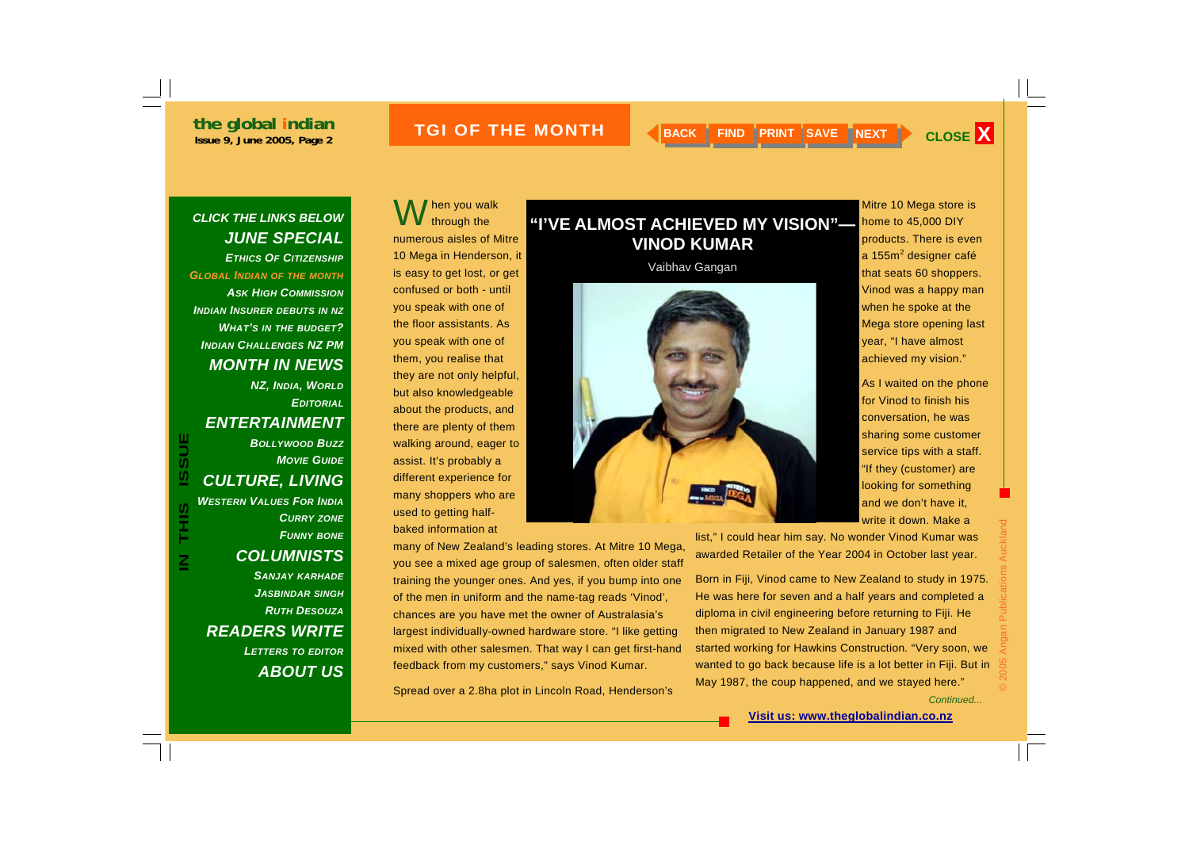# "I'VE ALMOST ACHIEVED MY VISION"— VINOD KUMAR

Vaibhav Gangan

When you walk through the numerous aisles of Mitre 10 Mega in Henderson, it is easy to get lost, or get confused or both - until you speak with one of the floor assistants. As you speak with one of them, you realise that they are not only helpful, but also knowledgeable about the products, and there are plenty of them walking around, eager to assist. It's probably a different experience for many shoppers who are used to getting half-baked information at many of New Zealand's leading stores. At Mitre 10 Mega, you see a mixed age group of salesmen, often older staff training the younger ones. And yes, if you bump into one of the men in uniform and the name-tag reads 'Vinod', chances are you have met the owner of Australasia's largest individually-owned hardware store. "I like getting mixed with other salesmen. That way I can get first-hand feedback from my customers," says Vinod Kumar.

Spread over a 2.8ha plot in Lincoln Road, Henderson's Mitre 10 Mega store is home to 45,000 DIY products. There is even a 155m$^2$ designer café that seats 60 shoppers. Vinod was a happy man when he spoke at the Mega store opening last year, "I have almost achieved my vision."

As I waited on the phone for Vinod to finish his conversation, he was sharing some customer service tips with a staff. "If they (customer) are looking for something and we don't have it, write it down. Make a list," I could hear him say. No wonder Vinod Kumar was awarded Retailer of the Year 2004 in October last year.

Born in Fiji, Vinod came to New Zealand to study in 1975. He was here for seven and a half years and completed a diploma in civil engineering before returning to Fiji. He then migrated to New Zealand in January 1987 and started working for Hawkins Construction. "Very soon, we wanted to go back because life is a lot better in Fiji. But in May 1987, the coup happened, and we stayed here."

*Continued...*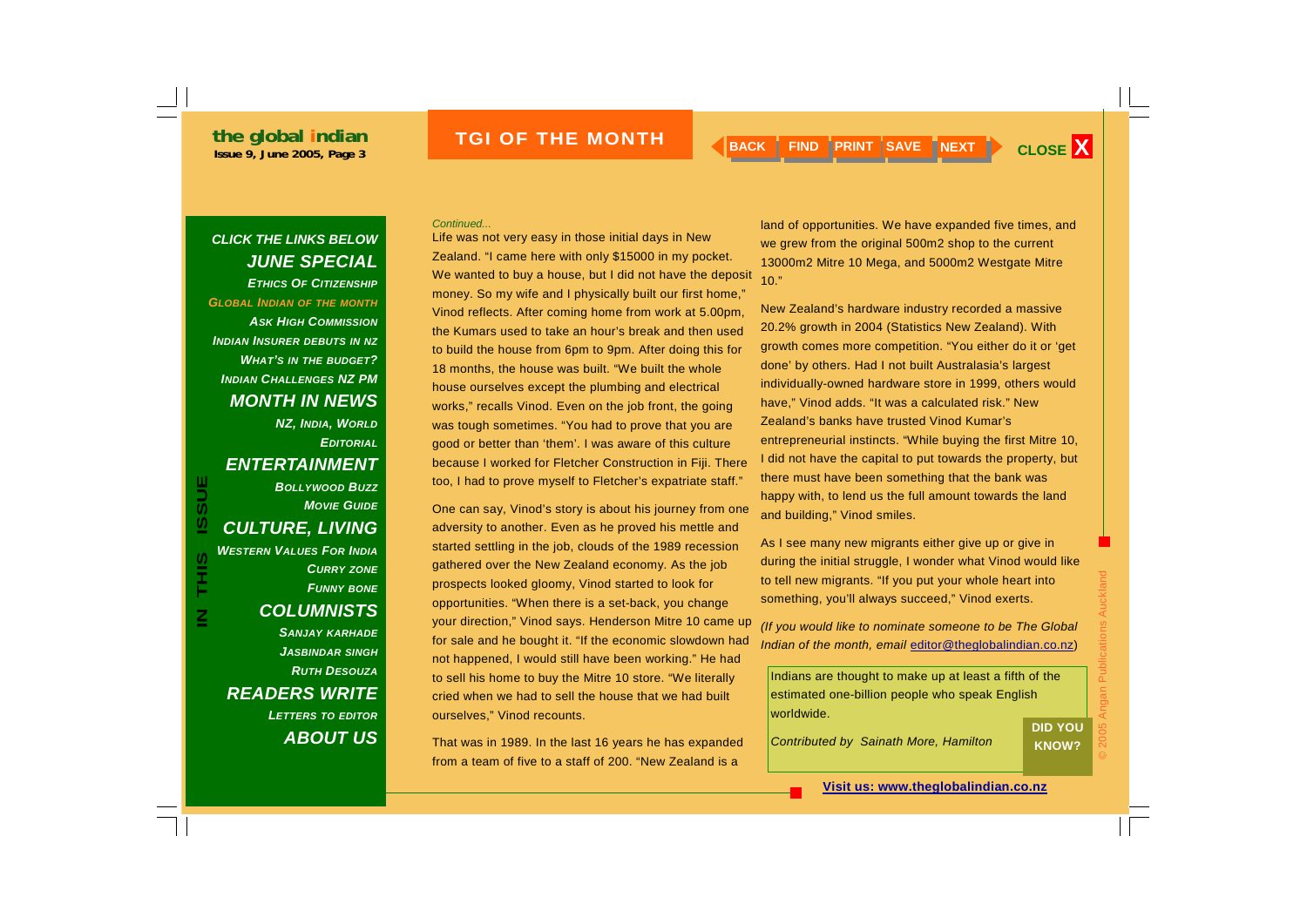## TGI OF THE MONTH

*Continued...*

Life was not very easy in those initial days in New Zealand. "I came here with only $15000 in my pocket. We wanted to buy a house, but I did not have the deposit money. So my wife and I physically built our first home," Vinod reflects. After coming home from work at 5.00pm, the Kumars used to take an hour's break and then used to build the house from 6pm to 9pm. After doing this for 18 months, the house was built. "We built the whole house ourselves except the plumbing and electrical works," recalls Vinod. Even on the job front, the going was tough sometimes. "You had to prove that you are good or better than 'them'. I was aware of this culture because I worked for Fletcher Construction in Fiji. There too, I had to prove myself to Fletcher's expatriate staff."

One can say, Vinod's story is about his journey from one adversity to another. Even as he proved his mettle and started settling in the job, clouds of the 1989 recession gathered over the New Zealand economy. As the job prospects looked gloomy, Vinod started to look for opportunities. "When there is a set-back, you change your direction," Vinod says. Henderson Mitre 10 came up for sale and he bought it. "If the economic slowdown had not happened, I would still have been working." He had to sell his home to buy the Mitre 10 store. "We literally cried when we had to sell the house that we had built ourselves," Vinod recounts.

That was in 1989. In the last 16 years he has expanded from a team of five to a staff of 200. "New Zealand is a land of opportunities. We have expanded five times, and we grew from the original 500m2 shop to the current 13000m2 Mitre 10 Mega, and 5000m2 Westgate Mitre 10."

New Zealand's hardware industry recorded a massive 20.2% growth in 2004 (Statistics New Zealand). With growth comes more competition. "You either do it or 'get done' by others. Had I not built Australasia's largest individually-owned hardware store in 1999, others would have," Vinod adds. "It was a calculated risk." New Zealand's banks have trusted Vinod Kumar's entrepreneurial instincts. "While buying the first Mitre 10, I did not have the capital to put towards the property, but there must have been something that the bank was happy with, to lend us the full amount towards the land and building," Vinod smiles.

As I see many new migrants either give up or give in during the initial struggle, I wonder what Vinod would like to tell new migrants. "If you put your whole heart into something, you'll always succeed," Vinod exerts.

*(If you would like to nominate someone to be The Global Indian of the month, email editor@theglobalindian.co.nz)*

**DID YOU KNOW?**

Indians are thought to make up at least a fifth of the estimated one-billion people who speak English worldwide.

*Contributed by Sainath More, Hamilton*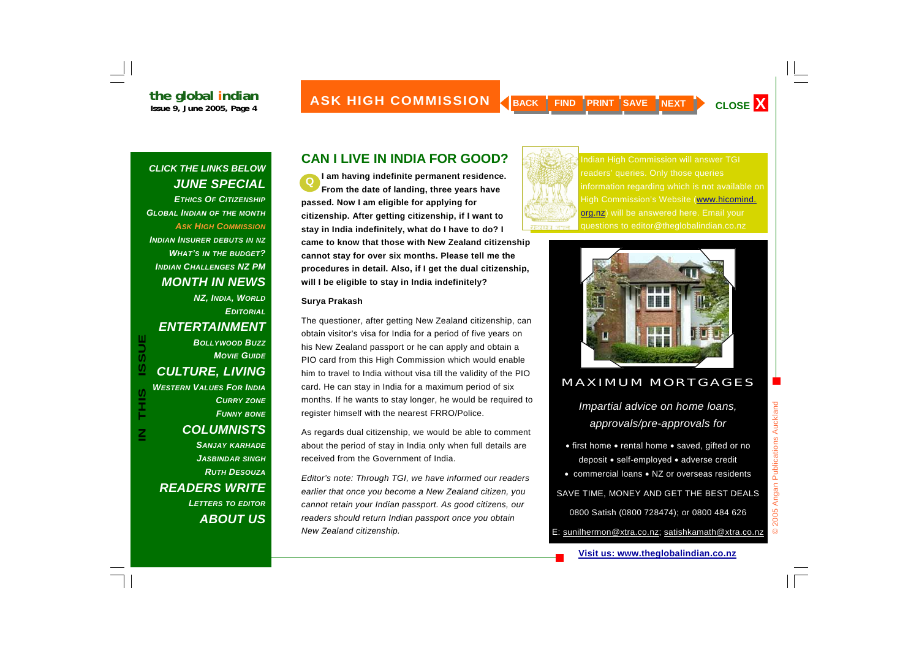# CAN I LIVE IN INDIA FOR GOOD?

**Q I am having indefinite permanent residence. From the date of landing, three years have passed. Now I am eligible for applying for citizenship. After getting citizenship, if I want to stay in India indefinitely, what do I have to do? I came to know that those with New Zealand citizenship cannot stay for over six months. Please tell me the procedures in detail. Also, if I get the dual citizenship, will I be eligible to stay in India indefinitely?**

**Surya Prakash**

The questioner, after getting New Zealand citizenship, can obtain visitor's visa for India for a period of five years on his New Zealand passport or he can apply and obtain a PIO card from this High Commission which would enable him to travel to India without visa till the validity of the PIO card. He can stay in India for a maximum period of six months. If he wants to stay longer, he would be required to register himself with the nearest FRRO/Police.

As regards dual citizenship, we would be able to comment about the period of stay in India only when full details are received from the Government of India.

*Editor's note: Through TGI, we have informed our readers earlier that once you become a New Zealand citizen, you cannot retain your Indian passport. As good citizens, our readers should return Indian passport once you obtain New Zealand citizenship.*

Indian High Commission will answer TGI readers' queries. Only those queries information regarding which is not available on High Commission's Website (www.hicomind.org.nz) will be answered here. Email your questions to editor@theglobalindian.co.nz

MAXIMUM MORTGAGES

*Impartial advice on home loans, approvals/pre-approvals for*

• first home • rental home • saved, gifted or no deposit • self-employed • adverse credit • commercial loans • NZ or overseas residents

SAVE TIME, MONEY AND GET THE BEST DEALS

0800 Satish (0800 728474); or 0800 484 626

E: sunilhermon@xtra.co.nz; satishkamath@xtra.co.nz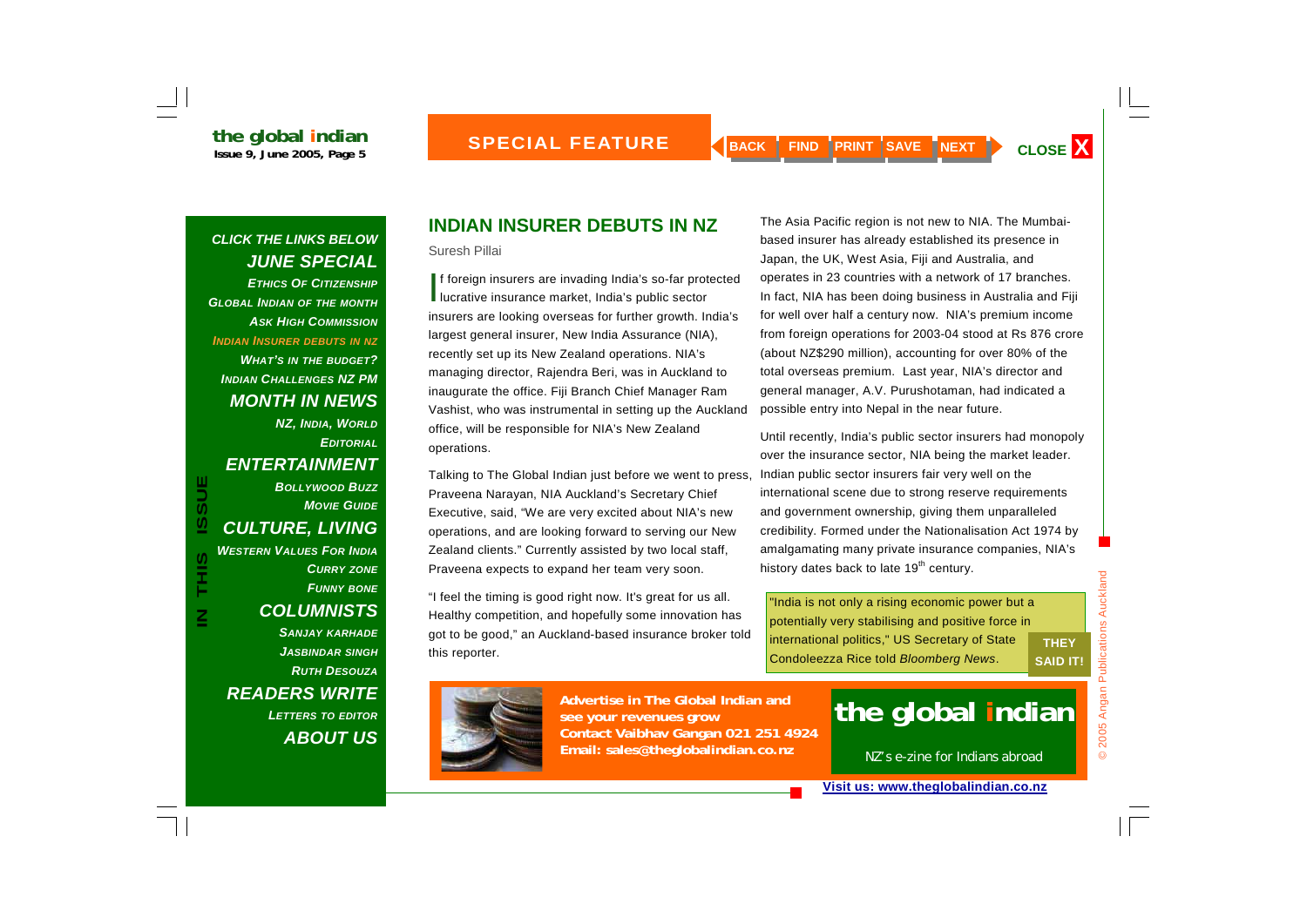## INDIAN INSURER DEBUTS IN NZ

Suresh Pillai

If foreign insurers are invading India's so-far protected lucrative insurance market, India's public sector insurers are looking overseas for further growth. India's largest general insurer, New India Assurance (NIA), recently set up its New Zealand operations. NIA's managing director, Rajendra Beri, was in Auckland to inaugurate the office. Fiji Branch Chief Manager Ram Vashist, who was instrumental in setting up the Auckland office, will be responsible for NIA's New Zealand operations.

Talking to The Global Indian just before we went to press, Praveena Narayan, NIA Auckland's Secretary Chief Executive, said, "We are very excited about NIA's new operations, and are looking forward to serving our New Zealand clients." Currently assisted by two local staff, Praveena expects to expand her team very soon.

"I feel the timing is good right now. It's great for us all. Healthy competition, and hopefully some innovation has got to be good," an Auckland-based insurance broker told this reporter.

The Asia Pacific region is not new to NIA. The Mumbai-based insurer has already established its presence in Japan, the UK, West Asia, Fiji and Australia, and operates in 23 countries with a network of 17 branches. In fact, NIA has been doing business in Australia and Fiji for well over half a century now. NIA's premium income from foreign operations for 2003-04 stood at Rs 876 crore (about NZ$290 million), accounting for over 80% of the total overseas premium. Last year, NIA's director and general manager, A.V. Purushotaman, had indicated a possible entry into Nepal in the near future.

Until recently, India's public sector insurers had monopoly over the insurance sector, NIA being the market leader. Indian public sector insurers fair very well on the international scene due to strong reserve requirements and government ownership, giving them unparalleled credibility. Formed under the Nationalisation Act 1974 by amalgamating many private insurance companies, NIA's history dates back to late 19th century.

**THEY SAID IT!**

"India is not only a rising economic power but a potentially very stabilising and positive force in international politics," US Secretary of State Condoleezza Rice told *Bloomberg News*.

**Advertise in The Global Indian and see your revenues grow**
**Contact Vaibhav Gangan 021 251 4924**
**Email: sales@theglobalindian.co.nz**

**the global indian**
NZ's e-zine for Indians abroad

**Visit us: www.theglobalindian.co.nz**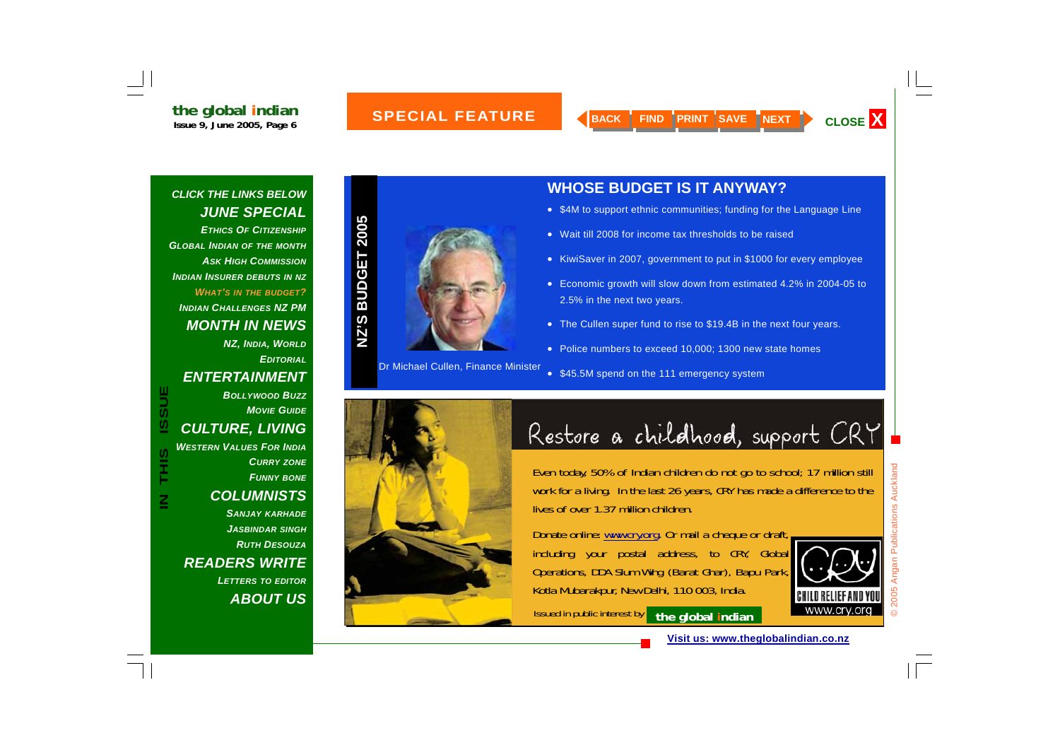# SPECIAL FEATURE

**CLICK THE LINKS BELOW**

**JUNE SPECIAL**
- Ethics Of Citizenship
- Global Indian Of The Month
- Ask High Commission
- Indian Insurer Debuts In NZ
- What's In The Budget?
- Indian Challenges NZ PM

**MONTH IN NEWS**
- NZ, India, World
- Editorial

**ENTERTAINMENT**
- Bollywood Buzz
- Movie Guide

**CULTURE, LIVING**
- Western Values For India
- Curry Zone
- Funny Bone

**COLUMNISTS**
- Sanjay Karhade
- Jasbindar Singh
- Ruth Desouza

**READERS WRITE**
- Letters To Editor

**ABOUT US**

## NZ'S BUDGET 2005

Dr Michael Cullen, Finance Minister

### WHOSE BUDGET IS IT ANYWAY?

- $4M to support ethnic communities; funding for the Language Line
- Wait till 2008 for income tax thresholds to be raised
- KiwiSaver in 2007, government to put in $1000 for every employee
- Economic growth will slow down from estimated 4.2% in 2004-05 to 2.5% in the next two years.
- The Cullen super fund to rise to $19.4B in the next four years.
- Police numbers to exceed 10,000; 1300 new state homes
- $45.5M spend on the 111 emergency system

## Restore a childhood, support CRY

Even today, 50% of Indian children do not go to school; 17 million still work for a living. In the last 26 years, CRY has made a difference to the lives of over 1.37 million children.

Donate online: www.cry.org. Or mail a cheque or draft, including your postal address, to CRY, Global Operations, DDA Slum Wing (Barat Ghar), Bapu Park, Kotla Mubarakpur, New Delhi, 110 003, India.

CHILD RELIEF AND YOU www.cry.org

Issued in public interest by the global indian

Visit us: www.theglobalindian.co.nz

© 2005 Angan Publications Auckland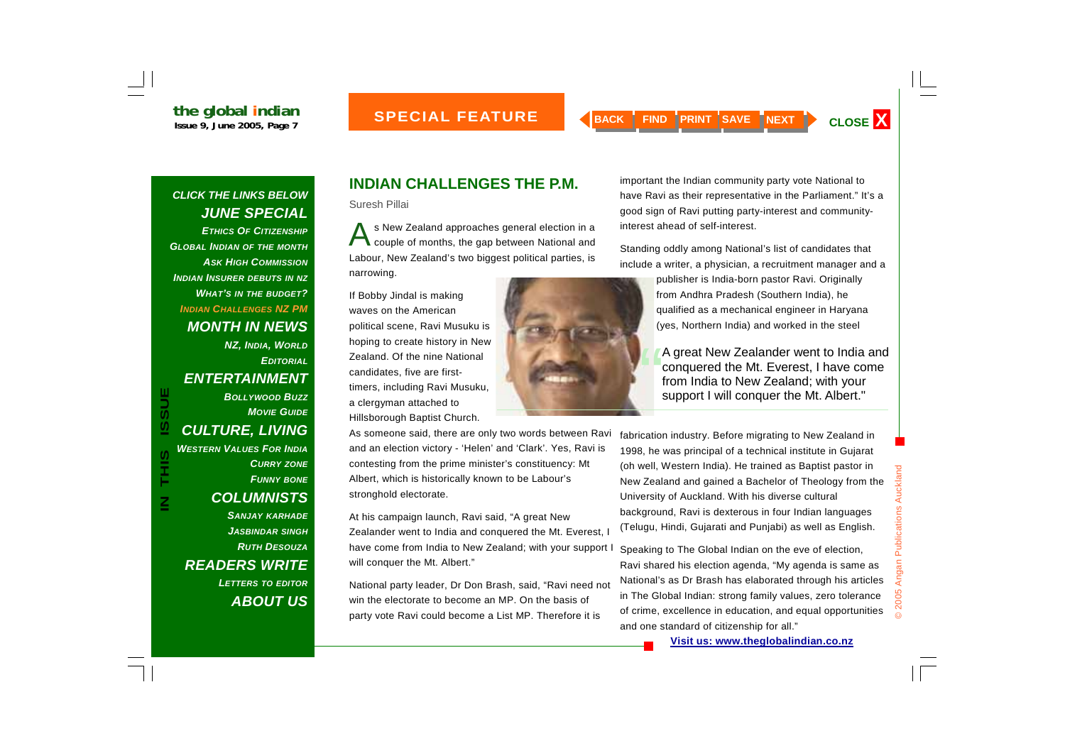## INDIAN CHALLENGES THE P.M.

Suresh Pillai

As New Zealand approaches general election in a couple of months, the gap between National and Labour, New Zealand's two biggest political parties, is narrowing.

If Bobby Jindal is making waves on the American political scene, Ravi Musuku is hoping to create history in New Zealand. Of the nine National candidates, five are first-timers, including Ravi Musuku, a clergyman attached to Hillsborough Baptist Church.

As someone said, there are only two words between Ravi and an election victory - 'Helen' and 'Clark'. Yes, Ravi is contesting from the prime minister's constituency: Mt Albert, which is historically known to be Labour's stronghold electorate.

At his campaign launch, Ravi said, "A great New Zealander went to India and conquered the Mt. Everest, I have come from India to New Zealand; with your support I will conquer the Mt. Albert."

National party leader, Dr Don Brash, said, "Ravi need not win the electorate to become an MP. On the basis of party vote Ravi could become a List MP. Therefore it is important the Indian community party vote National to have Ravi as their representative in the Parliament." It's a good sign of Ravi putting party-interest and community-interest ahead of self-interest.

Standing oddly among National's list of candidates that include a writer, a physician, a recruitment manager and a publisher is India-born pastor Ravi. Originally from Andhra Pradesh (Southern India), he qualified as a mechanical engineer in Haryana (yes, Northern India) and worked in the steel fabrication industry. Before migrating to New Zealand in 1998, he was principal of a technical institute in Gujarat (oh well, Western India). He trained as Baptist pastor in New Zealand and gained a Bachelor of Theology from the University of Auckland. With his diverse cultural background, Ravi is dexterous in four Indian languages (Telugu, Hindi, Gujarati and Punjabi) as well as English.

> "A great New Zealander went to India and conquered the Mt. Everest, I have come from India to New Zealand; with your support I will conquer the Mt. Albert."

Speaking to The Global Indian on the eve of election, Ravi shared his election agenda, "My agenda is same as National's as Dr Brash has elaborated through his articles in The Global Indian: strong family values, zero tolerance of crime, excellence in education, and equal opportunities and one standard of citizenship for all."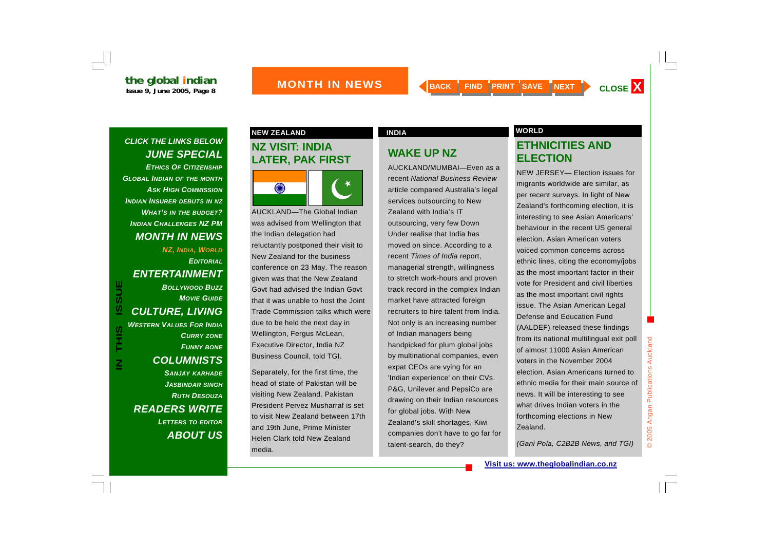## NEW ZEALAND

### NZ VISIT: INDIA LATER, PAK FIRST

AUCKLAND—The Global Indian was advised from Wellington that the Indian delegation had reluctantly postponed their visit to New Zealand for the business conference on 23 May. The reason given was that the New Zealand Govt had advised the Indian Govt that it was unable to host the Joint Trade Commission talks which were due to be held the next day in Wellington, Fergus McLean, Executive Director, India NZ Business Council, told TGI.

Separately, for the first time, the head of state of Pakistan will be visiting New Zealand. Pakistan President Pervez Musharraf is set to visit New Zealand between 17th and 19th June, Prime Minister Helen Clark told New Zealand media.

## INDIA

### WAKE UP NZ

AUCKLAND/MUMBAI—Even as a recent *National Business Review* article compared Australia's legal services outsourcing to New Zealand with India's IT outsourcing, very few Down Under realise that India has moved on since. According to a recent *Times of India* report, managerial strength, willingness to stretch work-hours and proven track record in the complex Indian market have attracted foreign recruiters to hire talent from India. Not only is an increasing number of Indian managers being handpicked for plum global jobs by multinational companies, even expat CEOs are vying for an 'Indian experience' on their CVs. P&G, Unilever and PepsiCo are drawing on their Indian resources for global jobs. With New Zealand's skill shortages, Kiwi companies don't have to go far for talent-search, do they?

## WORLD

### ETHNICITIES AND ELECTION

NEW JERSEY— Election issues for migrants worldwide are similar, as per recent surveys. In light of New Zealand's forthcoming election, it is interesting to see Asian Americans' behaviour in the recent US general election. Asian American voters voiced common concerns across ethnic lines, citing the economy/jobs as the most important factor in their vote for President and civil liberties as the most important civil rights issue. The Asian American Legal Defense and Education Fund (AALDEF) released these findings from its national multilingual exit poll of almost 11000 Asian American voters in the November 2004 election. Asian Americans turned to ethnic media for their main source of news. It will be interesting to see what drives Indian voters in the forthcoming elections in New Zealand.

*(Gani Pola, C2B2B News, and TGI)*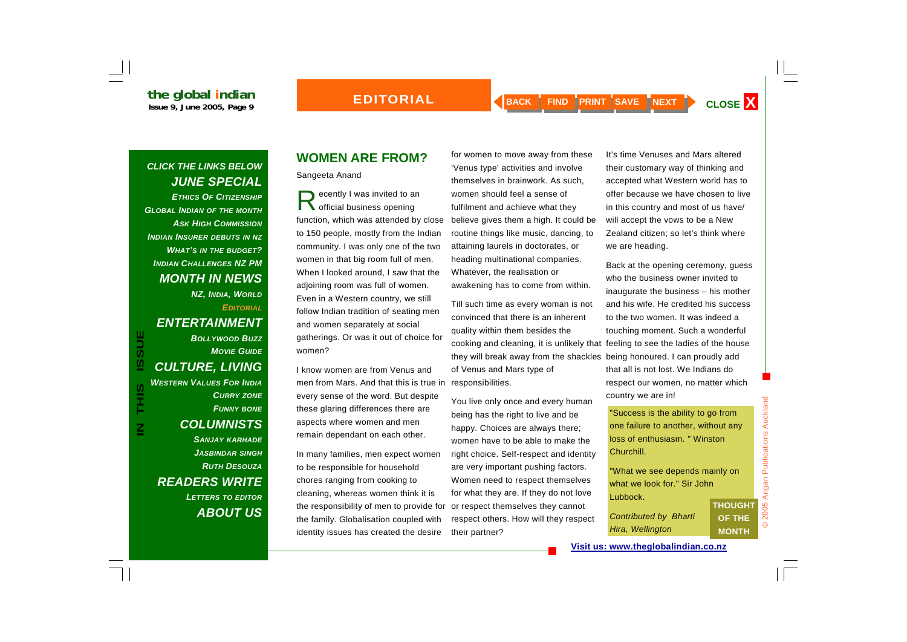## WOMEN ARE FROM?

Sangeeta Anand

Recently I was invited to an official business opening function, which was attended by close to 150 people, mostly from the Indian community. I was only one of the two women in that big room full of men. When I looked around, I saw that the adjoining room was full of women. Even in a Western country, we still follow Indian tradition of seating men and women separately at social gatherings. Or was it out of choice for women?

I know women are from Venus and men from Mars. And that this is true in every sense of the word. But despite these glaring differences there are aspects where women and men remain dependant on each other.

In many families, men expect women to be responsible for household chores ranging from cooking to cleaning, whereas women think it is the responsibility of men to provide for the family. Globalisation coupled with identity issues has created the desire for women to move away from these 'Venus type' activities and involve themselves in brainwork. As such, women should feel a sense of fulfilment and achieve what they believe gives them a high. It could be routine things like music, dancing, to attaining laurels in doctorates, or heading multinational companies. Whatever, the realisation or awakening has to come from within.

Till such time as every woman is not convinced that there is an inherent quality within them besides the cooking and cleaning, it is unlikely that they will break away from the shackles of Venus and Mars type of responsibilities.

You live only once and every human being has the right to live and be happy. Choices are always there; women have to be able to make the right choice. Self-respect and identity are very important pushing factors. Women need to respect themselves for what they are. If they do not love or respect themselves they cannot respect others. How will they respect their partner?

It's time Venuses and Mars altered their customary way of thinking and accepted what Western world has to offer because we have chosen to live in this country and most of us have/will accept the vows to be a New Zealand citizen; so let's think where we are heading.

Back at the opening ceremony, guess who the business owner invited to inaugurate the business – his mother and his wife. He credited his success to the two women. It was indeed a touching moment. Such a wonderful feeling to see the ladies of the house being honoured. I can proudly add that all is not lost. We Indians do respect our women, no matter which country we are in!

**THOUGHT OF THE MONTH**

"Success is the ability to go from one failure to another, without any loss of enthusiasm. " Winston Churchill.

"What we see depends mainly on what we look for." Sir John Lubbock.

*Contributed by Bharti Hira, Wellington*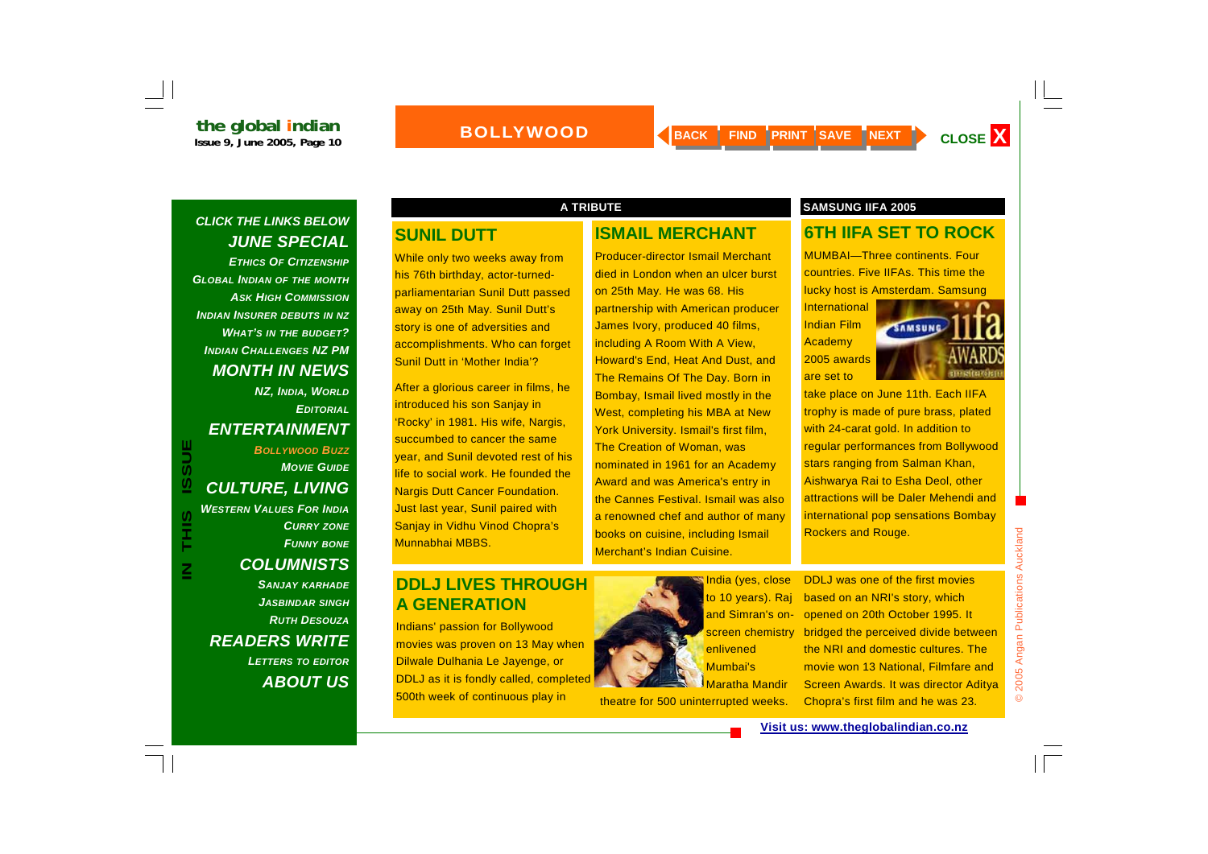# BOLLYWOOD

BACK FIND PRINT SAVE NEXT CLOSE X

*CLICK THE LINKS BELOW*

***JUNE SPECIAL***

*ETHICS OF CITIZENSHIP*
*GLOBAL INDIAN OF THE MONTH*
*ASK HIGH COMMISSION*
*INDIAN INSURER DEBUTS IN NZ*
*WHAT'S IN THE BUDGET?*
*INDIAN CHALLENGES NZ PM*

***MONTH IN NEWS***

*NZ, INDIA, WORLD*
*EDITORIAL*

***ENTERTAINMENT***

*BOLLYWOOD BUZZ*
*MOVIE GUIDE*

***CULTURE, LIVING***

*WESTERN VALUES FOR INDIA*
*CURRY ZONE*
*FUNNY BONE*

***COLUMNISTS***

*SANJAY KARHADE*
*JASBINDAR SINGH*
*RUTH DESOUZA*

***READERS WRITE***

*LETTERS TO EDITOR*

***ABOUT US***

IN THIS ISSUE

**A TRIBUTE**

## SUNIL DUTT

While only two weeks away from his 76th birthday, actor-turned-parliamentarian Sunil Dutt passed away on 25th May. Sunil Dutt's story is one of adversities and accomplishments. Who can forget Sunil Dutt in 'Mother India'?

After a glorious career in films, he introduced his son Sanjay in 'Rocky' in 1981. His wife, Nargis, succumbed to cancer the same year, and Sunil devoted rest of his life to social work. He founded the Nargis Dutt Cancer Foundation. Just last year, Sunil paired with Sanjay in Vidhu Vinod Chopra's Munnabhai MBBS.

## ISMAIL MERCHANT

Producer-director Ismail Merchant died in London when an ulcer burst on 25th May. He was 68. His partnership with American producer James Ivory, produced 40 films, including A Room With A View, Howard's End, Heat And Dust, and The Remains Of The Day. Born in Bombay, Ismail lived mostly in the West, completing his MBA at New York University. Ismail's first film, The Creation of Woman, was nominated in 1961 for an Academy Award and was America's entry in the Cannes Festival. Ismail was also a renowned chef and author of many books on cuisine, including Ismail Merchant's Indian Cuisine.

**SAMSUNG IIFA 2005**

## 6TH IIFA SET TO ROCK

MUMBAI—Three continents. Four countries. Five IIFAs. This time the lucky host is Amsterdam. Samsung International Indian Film Academy 2005 awards are set to take place on June 11th. Each IIFA trophy is made of pure brass, plated with 24-carat gold. In addition to regular performances from Bollywood stars ranging from Salman Khan, Aishwarya Rai to Esha Deol, other attractions will be Daler Mehendi and international pop sensations Bombay Rockers and Rouge.

## DDLJ LIVES THROUGH A GENERATION

Indians' passion for Bollywood movies was proven on 13 May when Dilwale Dulhania Le Jayenge, or DDLJ as it is fondly called, completed 500th week of continuous play in India (yes, close to 10 years). Raj and Simran's on-screen chemistry enlivened Mumbai's Maratha Mandir theatre for 500 uninterrupted weeks.

DDLJ was one of the first movies based on an NRI's story, which opened on 20th October 1995. It bridged the perceived divide between the NRI and domestic cultures. The movie won 13 National, Filmfare and Screen Awards. It was director Aditya Chopra's first film and he was 23.

Visit us: www.theglobalindian.co.nz

© 2005 Angan Publications Auckland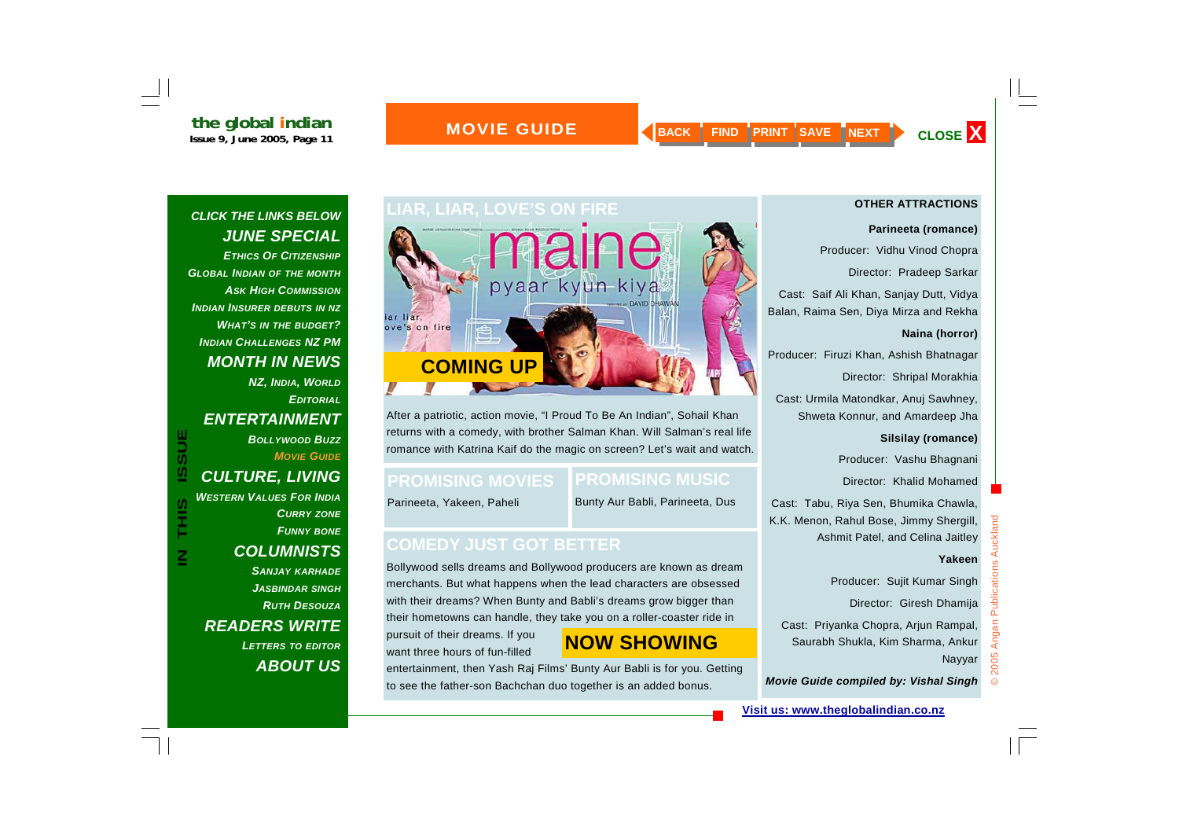# MOVIE GUIDE

## LIAR, LIAR, LOVE'S ON FIRE

**COMING UP**

After a patriotic, action movie, "I Proud To Be An Indian", Sohail Khan returns with a comedy, with brother Salman Khan. Will Salman's real life romance with Katrina Kaif do the magic on screen? Let's wait and watch.

## PROMISING MOVIES

Parineeta, Yakeen, Paheli

## PROMISING MUSIC

Bunty Aur Babli, Parineeta, Dus

## COMEDY JUST GOT BETTER

**NOW SHOWING**

Bollywood sells dreams and Bollywood producers are known as dream merchants. But what happens when the lead characters are obsessed with their dreams? When Bunty and Babli's dreams grow bigger than their hometowns can handle, they take you on a roller-coaster ride in pursuit of their dreams. If you want three hours of fun-filled entertainment, then Yash Raj Films' Bunty Aur Babli is for you. Getting to see the father-son Bachchan duo together is an added bonus.

## OTHER ATTRACTIONS

**Parineeta (romance)**

Producer: Vidhu Vinod Chopra

Director: Pradeep Sarkar

Cast: Saif Ali Khan, Sanjay Dutt, Vidya Balan, Raima Sen, Diya Mirza and Rekha

**Naina (horror)**

Producer: Firuzi Khan, Ashish Bhatnagar

Director: Shripal Morakhia

Cast: Urmila Matondkar, Anuj Sawhney, Shweta Konnur, and Amardeep Jha

**Silsilay (romance)**

Producer: Vashu Bhagnani

Director: Khalid Mohamed

Cast: Tabu, Riya Sen, Bhumika Chawla, K.K. Menon, Rahul Bose, Jimmy Shergill, Ashmit Patel, and Celina Jaitley

**Yakeen**

Producer: Sujit Kumar Singh

Director: Giresh Dhamija

Cast: Priyanka Chopra, Arjun Rampal, Saurabh Shukla, Kim Sharma, Ankur Nayyar

***Movie Guide compiled by: Vishal Singh***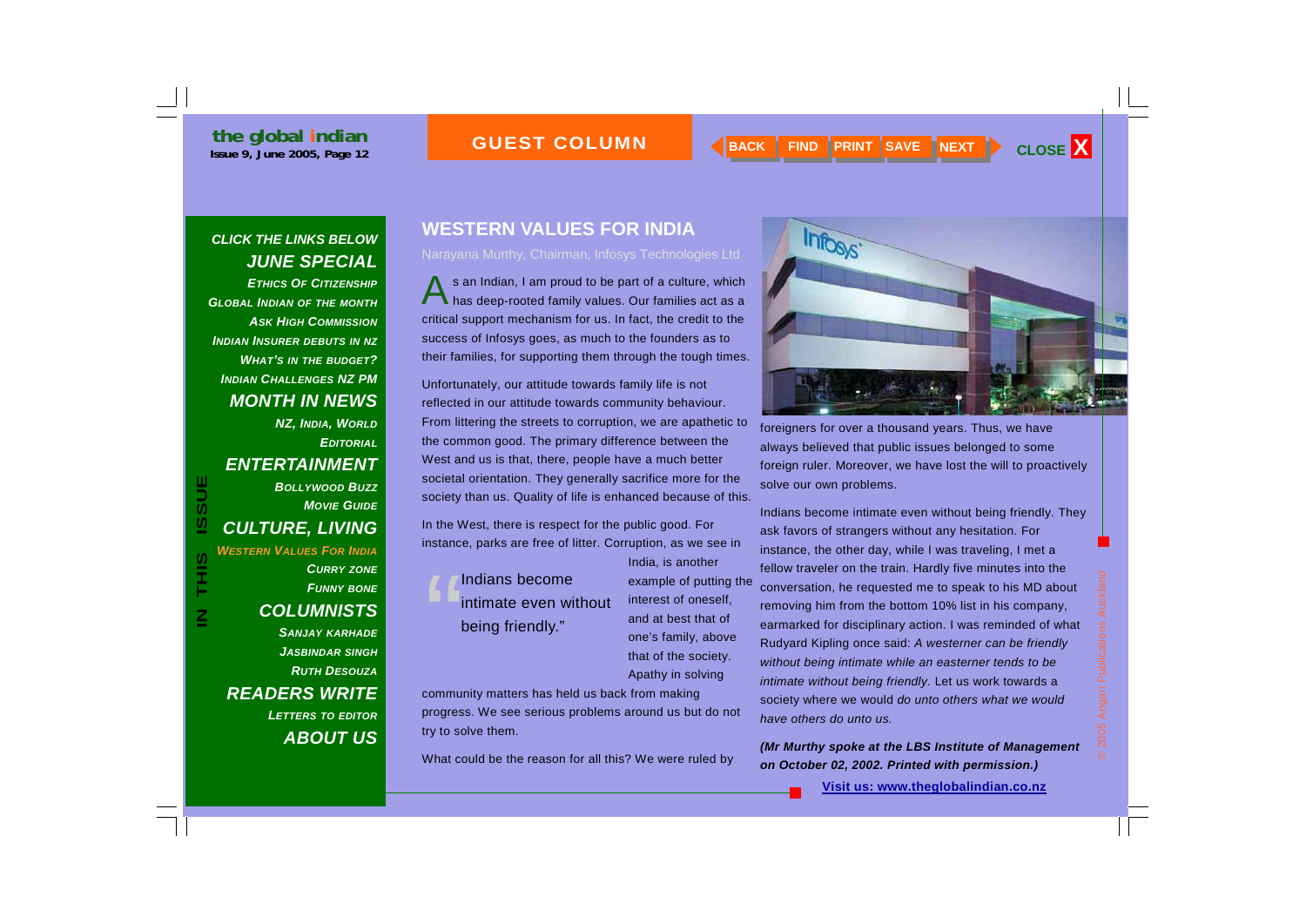## WESTERN VALUES FOR INDIA

Narayana Murthy, Chairman, Infosys Technologies Ltd

As an Indian, I am proud to be part of a culture, which has deep-rooted family values. Our families act as a critical support mechanism for us. In fact, the credit to the success of Infosys goes, as much to the founders as to their families, for supporting them through the tough times.

Unfortunately, our attitude towards family life is not reflected in our attitude towards community behaviour. From littering the streets to corruption, we are apathetic to the common good. The primary difference between the West and us is that, there, people have a much better societal orientation. They generally sacrifice more for the society than us. Quality of life is enhanced because of this.

In the West, there is respect for the public good. For instance, parks are free of litter. Corruption, as we see in India, is another example of putting the interest of oneself, and at best that of one's family, above that of the society. Apathy in solving community matters has held us back from making progress. We see serious problems around us but do not try to solve them.

> "Indians become intimate even without being friendly."

What could be the reason for all this? We were ruled by foreigners for over a thousand years. Thus, we have always believed that public issues belonged to some foreign ruler. Moreover, we have lost the will to proactively solve our own problems.

Indians become intimate even without being friendly. They ask favors of strangers without any hesitation. For instance, the other day, while I was traveling, I met a fellow traveler on the train. Hardly five minutes into the conversation, he requested me to speak to his MD about removing him from the bottom 10% list in his company, earmarked for disciplinary action. I was reminded of what Rudyard Kipling once said: *A westerner can be friendly without being intimate while an easterner tends to be intimate without being friendly.* Let us work towards a society where we would *do unto others what we would have others do unto us.*

***(Mr Murthy spoke at the LBS Institute of Management on October 02, 2002. Printed with permission.)***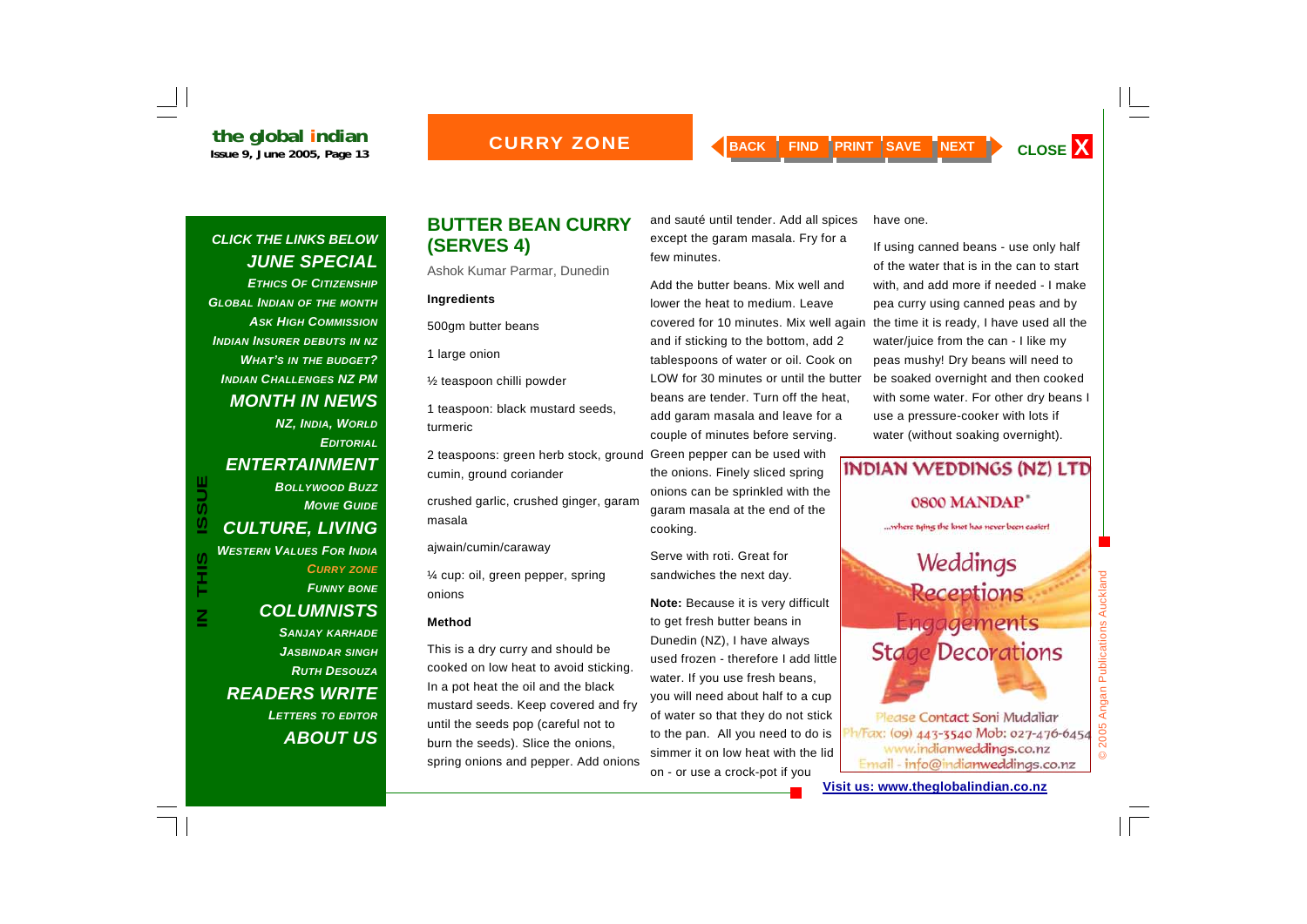# BUTTER BEAN CURRY (SERVES 4)

Ashok Kumar Parmar, Dunedin

**Ingredients**

500gm butter beans

1 large onion

½ teaspoon chilli powder

1 teaspoon: black mustard seeds, turmeric

2 teaspoons: green herb stock, ground cumin, ground coriander

crushed garlic, crushed ginger, garam masala

ajwain/cumin/caraway

¼ cup: oil, green pepper, spring onions

**Method**

This is a dry curry and should be cooked on low heat to avoid sticking. In a pot heat the oil and the black mustard seeds. Keep covered and fry until the seeds pop (careful not to burn the seeds). Slice the onions, spring onions and pepper. Add onions and sauté until tender. Add all spices except the garam masala. Fry for a few minutes.

Add the butter beans. Mix well and lower the heat to medium. Leave covered for 10 minutes. Mix well again and if sticking to the bottom, add 2 tablespoons of water or oil. Cook on LOW for 30 minutes or until the butter beans are tender. Turn off the heat, add garam masala and leave for a couple of minutes before serving. Green pepper can be used with the onions. Finely sliced spring onions can be sprinkled with the garam masala at the end of the cooking.

Serve with roti. Great for sandwiches the next day.

**Note:** Because it is very difficult to get fresh butter beans in Dunedin (NZ), I have always used frozen - therefore I add little water. If you use fresh beans, you will need about half to a cup of water so that they do not stick to the pan. All you need to do is simmer it on low heat with the lid on - or use a crock-pot if you have one.

If using canned beans - use only half of the water that is in the can to start with, and add more if needed - I make pea curry using canned peas and by the time it is ready, I have used all the water/juice from the can - I like my peas mushy! Dry beans will need to be soaked overnight and then cooked with some water. For other dry beans I use a pressure-cooker with lots if water (without soaking overnight).

**INDIAN WEDDINGS (NZ) LTD**

0800 MANDAP*

...where tying the knot has never been easier!

Weddings
Receptions
Engagements
Stage Decorations

Please Contact Soni Mudaliar
Ph/Fax: (09) 443-3540 Mob: 027-476-6454
www.indianweddings.co.nz
Email - info@indianweddings.co.nz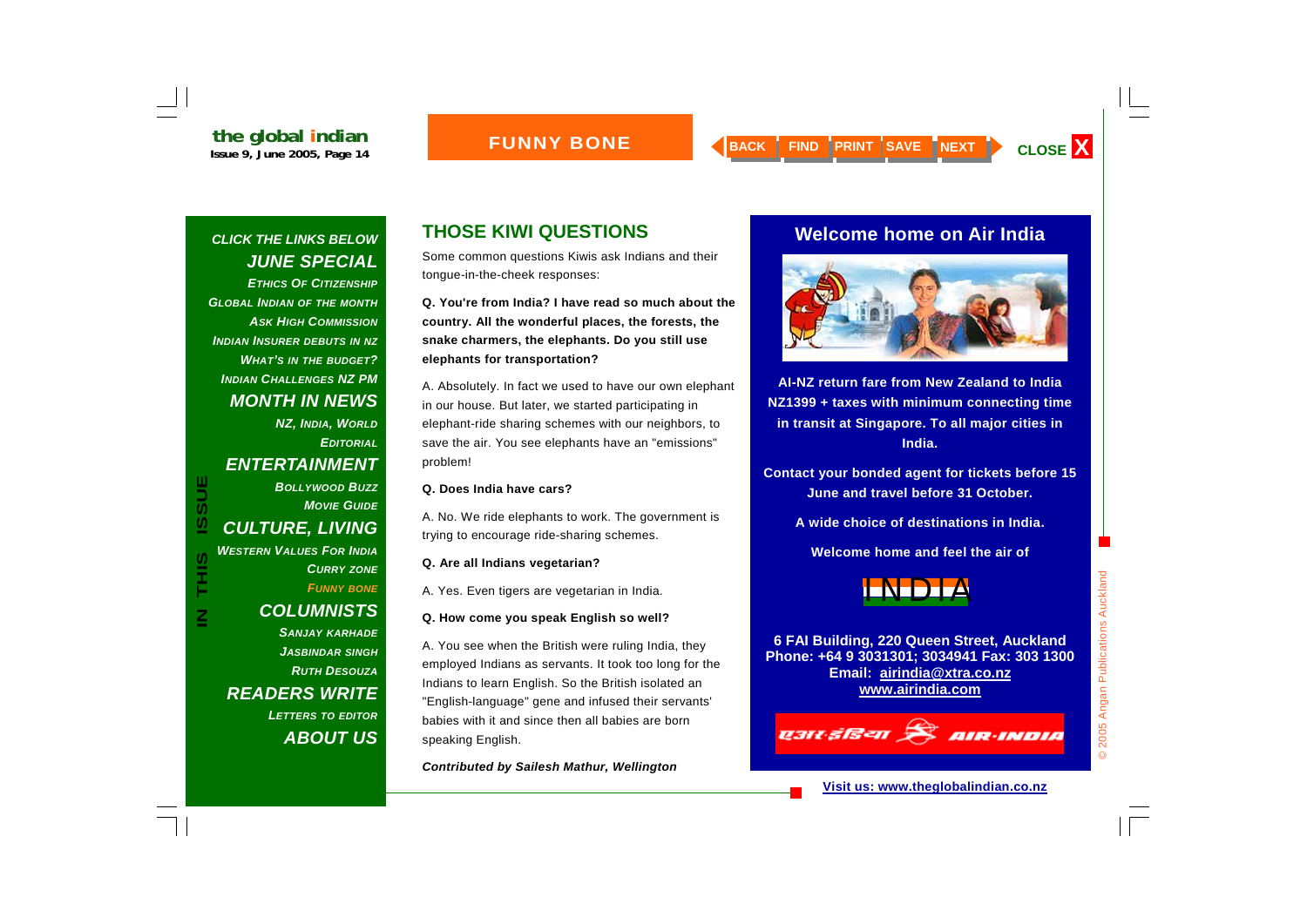# FUNNY BONE

**CLICK THE LINKS BELOW**

**JUNE SPECIAL**
- ETHICS OF CITIZENSHIP
- GLOBAL INDIAN OF THE MONTH
- ASK HIGH COMMISSION
- INDIAN INSURER DEBUTS IN NZ
- WHAT'S IN THE BUDGET?
- INDIAN CHALLENGES NZ PM

**MONTH IN NEWS**
- NZ, INDIA, WORLD
- EDITORIAL

**ENTERTAINMENT**
- BOLLYWOOD BUZZ
- MOVIE GUIDE

**CULTURE, LIVING**
- WESTERN VALUES FOR INDIA
- CURRY ZONE
- FUNNY BONE

**COLUMNISTS**
- SANJAY KARHADE
- JASBINDAR SINGH
- RUTH DESOUZA

**READERS WRITE**
- LETTERS TO EDITOR

**ABOUT US**

## THOSE KIWI QUESTIONS

Some common questions Kiwis ask Indians and their tongue-in-the-cheek responses:

**Q. You're from India? I have read so much about the country. All the wonderful places, the forests, the snake charmers, the elephants. Do you still use elephants for transportation?**

A. Absolutely. In fact we used to have our own elephant in our house. But later, we started participating in elephant-ride sharing schemes with our neighbors, to save the air. You see elephants have an "emissions" problem!

**Q. Does India have cars?**

A. No. We ride elephants to work. The government is trying to encourage ride-sharing schemes.

**Q. Are all Indians vegetarian?**

A. Yes. Even tigers are vegetarian in India.

**Q. How come you speak English so well?**

A. You see when the British were ruling India, they employed Indians as servants. It took too long for the Indians to learn English. So the British isolated an "English-language" gene and infused their servants' babies with it and since then all babies are born speaking English.

***Contributed by Sailesh Mathur, Wellington***

## Welcome home on Air India

**AI-NZ return fare from New Zealand to India NZ1399 + taxes with minimum connecting time in transit at Singapore. To all major cities in India.**

**Contact your bonded agent for tickets before 15 June and travel before 31 October.**

**A wide choice of destinations in India.**

**Welcome home and feel the air of**

INDIA

**6 FAI Building, 220 Queen Street, Auckland**
**Phone: +64 9 3031301; 3034941 Fax: 303 1300**
**Email: airindia@xtra.co.nz**
**www.airindia.com**

एअर इंडिया AIR-INDIA

**Visit us: www.theglobalindian.co.nz**

© 2005 Angan Publications Auckland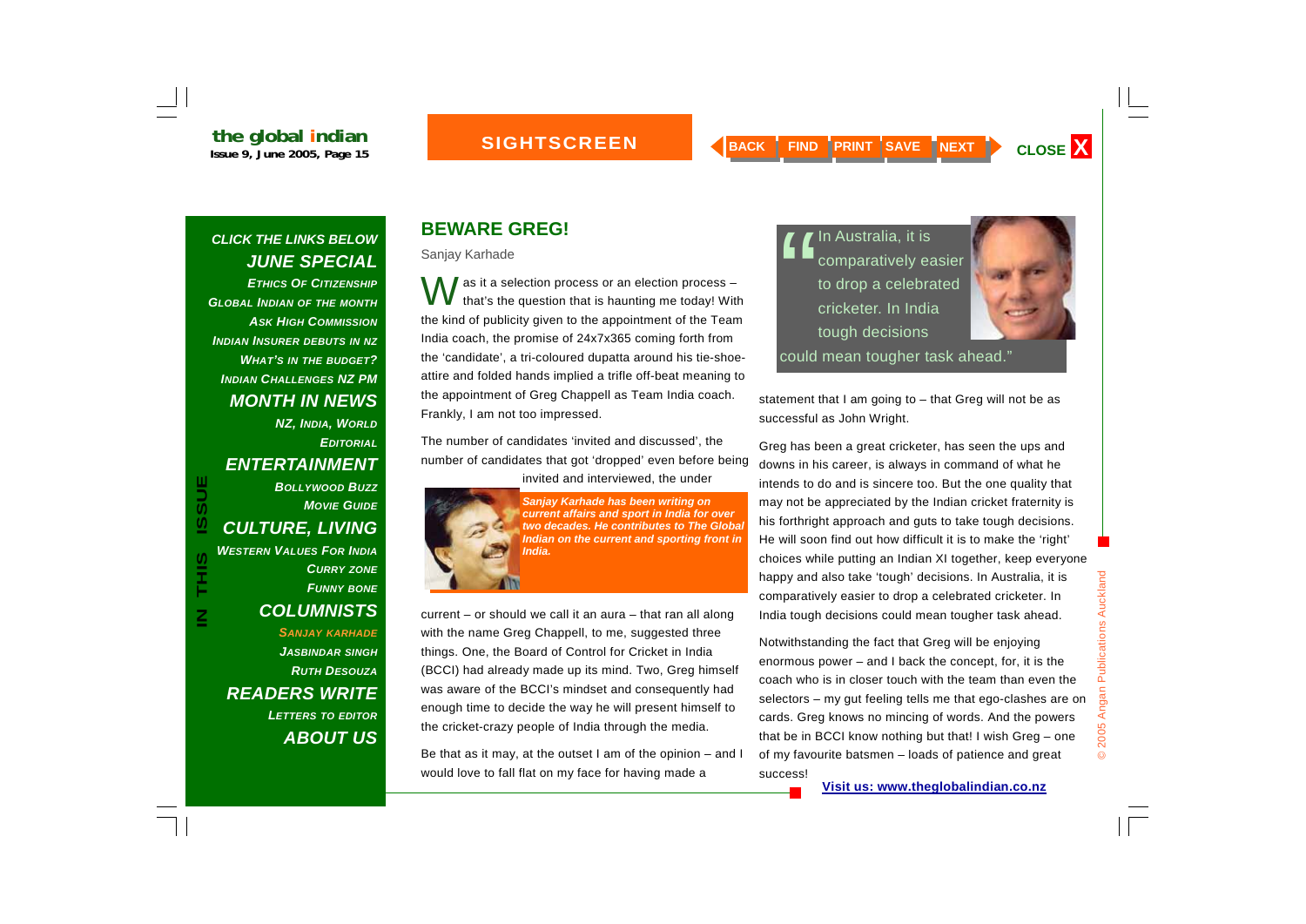## BEWARE GREG!

Sanjay Karhade

Was it a selection process or an election process – that's the question that is haunting me today! With the kind of publicity given to the appointment of the Team India coach, the promise of 24x7x365 coming forth from the 'candidate', a tri-coloured dupatta around his tie-shoe-attire and folded hands implied a trifle off-beat meaning to the appointment of Greg Chappell as Team India coach. Frankly, I am not too impressed.

The number of candidates 'invited and discussed', the number of candidates that got 'dropped' even before being invited and interviewed, the under current – or should we call it an aura – that ran all along with the name Greg Chappell, to me, suggested three things. One, the Board of Control for Cricket in India (BCCI) had already made up its mind. Two, Greg himself was aware of the BCCI's mindset and consequently had enough time to decide the way he will present himself to the cricket-crazy people of India through the media.

***Sanjay Karhade has been writing on current affairs and sport in India for over two decades. He contributes to The Global Indian on the current and sporting front in India.***

Be that as it may, at the outset I am of the opinion – and I would love to fall flat on my face for having made a statement that I am going to – that Greg will not be as successful as John Wright.

> "In Australia, it is comparatively easier to drop a celebrated cricketer. In India tough decisions could mean tougher task ahead."

Greg has been a great cricketer, has seen the ups and downs in his career, is always in command of what he intends to do and is sincere too. But the one quality that may not be appreciated by the Indian cricket fraternity is his forthright approach and guts to take tough decisions. He will soon find out how difficult it is to make the 'right' choices while putting an Indian XI together, keep everyone happy and also take 'tough' decisions. In Australia, it is comparatively easier to drop a celebrated cricketer. In India tough decisions could mean tougher task ahead.

Notwithstanding the fact that Greg will be enjoying enormous power – and I back the concept, for, it is the coach who is in closer touch with the team than even the selectors – my gut feeling tells me that ego-clashes are on cards. Greg knows no mincing of words. And the powers that be in BCCI know nothing but that! I wish Greg – one of my favourite batsmen – loads of patience and great success!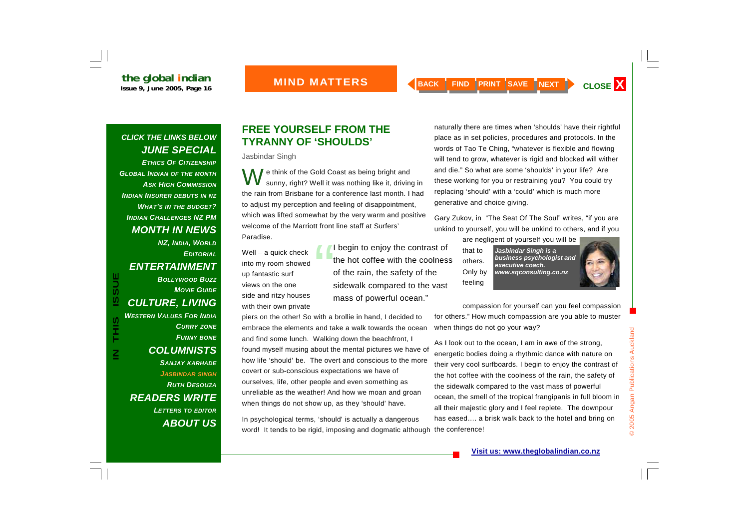## FREE YOURSELF FROM THE TYRANNY OF 'SHOULDS'

Jasbindar Singh

We think of the Gold Coast as being bright and sunny, right? Well it was nothing like it, driving in the rain from Brisbane for a conference last month. I had to adjust my perception and feeling of disappointment, which was lifted somewhat by the very warm and positive welcome of the Marriott front line staff at Surfers' Paradise.

Well – a quick check into my room showed up fantastic surf views on the one side and ritzy houses with their own private piers on the other! So with a brollie in hand, I decided to embrace the elements and take a walk towards the ocean and find some lunch. Walking down the beachfront, I found myself musing about the mental pictures we have of how life 'should' be. The overt and conscious to the more covert or sub-conscious expectations we have of ourselves, life, other people and even something as unreliable as the weather! And how we moan and groan when things do not show up, as they 'should' have.

> "I begin to enjoy the contrast of the hot coffee with the coolness of the rain, the safety of the sidewalk compared to the vast mass of powerful ocean."

In psychological terms, 'should' is actually a dangerous word! It tends to be rigid, imposing and dogmatic although naturally there are times when 'shoulds' have their rightful place as in set policies, procedures and protocols. In the words of Tao Te Ching, "whatever is flexible and flowing will tend to grow, whatever is rigid and blocked will wither and die." So what are some 'shoulds' in your life? Are these working for you or restraining you? You could try replacing 'should' with a 'could' which is much more generative and choice giving.

Gary Zukov, in "The Seat Of The Soul" writes, "if you are unkind to yourself, you will be unkind to others, and if you are negligent of yourself you will be that to others. Only by feeling compassion for yourself can you feel compassion for others." How much compassion are you able to muster when things do not go your way?

***Jasbindar Singh is a business psychologist and executive coach. www.sqconsulting.co.nz***

As I look out to the ocean, I am in awe of the strong, energetic bodies doing a rhythmic dance with nature on their very cool surfboards. I begin to enjoy the contrast of the hot coffee with the coolness of the rain, the safety of the sidewalk compared to the vast mass of powerful ocean, the smell of the tropical frangipanis in full bloom in all their majestic glory and I feel replete. The downpour has eased…. a brisk walk back to the hotel and bring on the conference!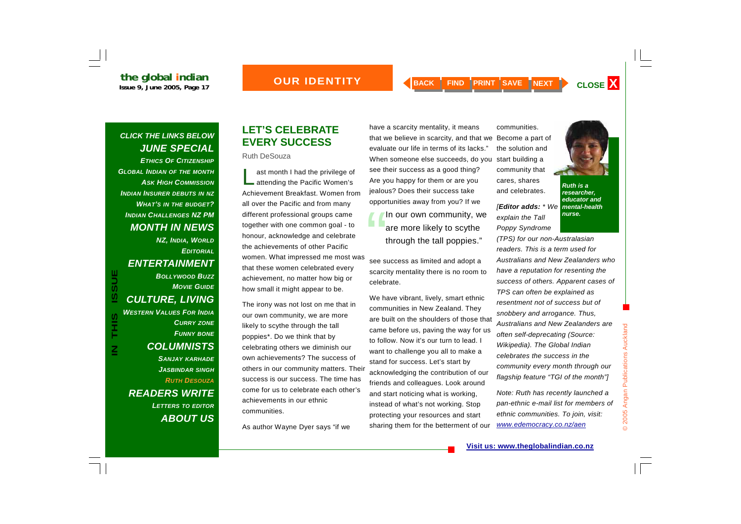## LET'S CELEBRATE EVERY SUCCESS

Ruth DeSouza

Last month I had the privilege of attending the Pacific Women's Achievement Breakfast. Women from all over the Pacific and from many different professional groups came together with one common goal - to honour, acknowledge and celebrate the achievements of other Pacific women. What impressed me most was that these women celebrated every achievement, no matter how big or how small it might appear to be.

The irony was not lost on me that in our own community, we are more likely to scythe through the tall poppies*. Do we think that by celebrating others we diminish our own achievements? The success of others in our community matters. Their success is our success. The time has come for us to celebrate each other's achievements in our ethnic communities.

As author Wayne Dyer says "if we have a scarcity mentality, it means that we believe in scarcity, and that we evaluate our life in terms of its lacks." When someone else succeeds, do you see their success as a good thing? Are you happy for them or are you jealous? Does their success take opportunities away from you? If we see success as limited and adopt a scarcity mentality there is no room to celebrate.

> "In our own community, we are more likely to scythe through the tall poppies."

We have vibrant, lively, smart ethnic communities in New Zealand. They are built on the shoulders of those that came before us, paving the way for us to follow. Now it's our turn to lead. I want to challenge you all to make a stand for success. Let's start by acknowledging the contribution of our friends and colleagues. Look around and start noticing what is working, instead of what's not working. Stop protecting your resources and start sharing them for the betterment of our communities. Become a part of the solution and start building a community that cares, shares and celebrates.

***Ruth is a researcher, educator and mental-health nurse.***

*[**Editor adds:** * We explain the Tall Poppy Syndrome (TPS) for our non-Australasian readers. This is a term used for Australians and New Zealanders who have a reputation for resenting the success of others. Apparent cases of TPS can often be explained as resentment not of success but of snobbery and arrogance. Thus, Australians and New Zealanders are often self-deprecating (Source: Wikipedia). The Global Indian celebrates the success in the community every month through our flagship feature "TGI of the month"]*

*Note: Ruth has recently launched a pan-ethnic e-mail list for members of ethnic communities. To join, visit: www.edemocracy.co.nz/aen*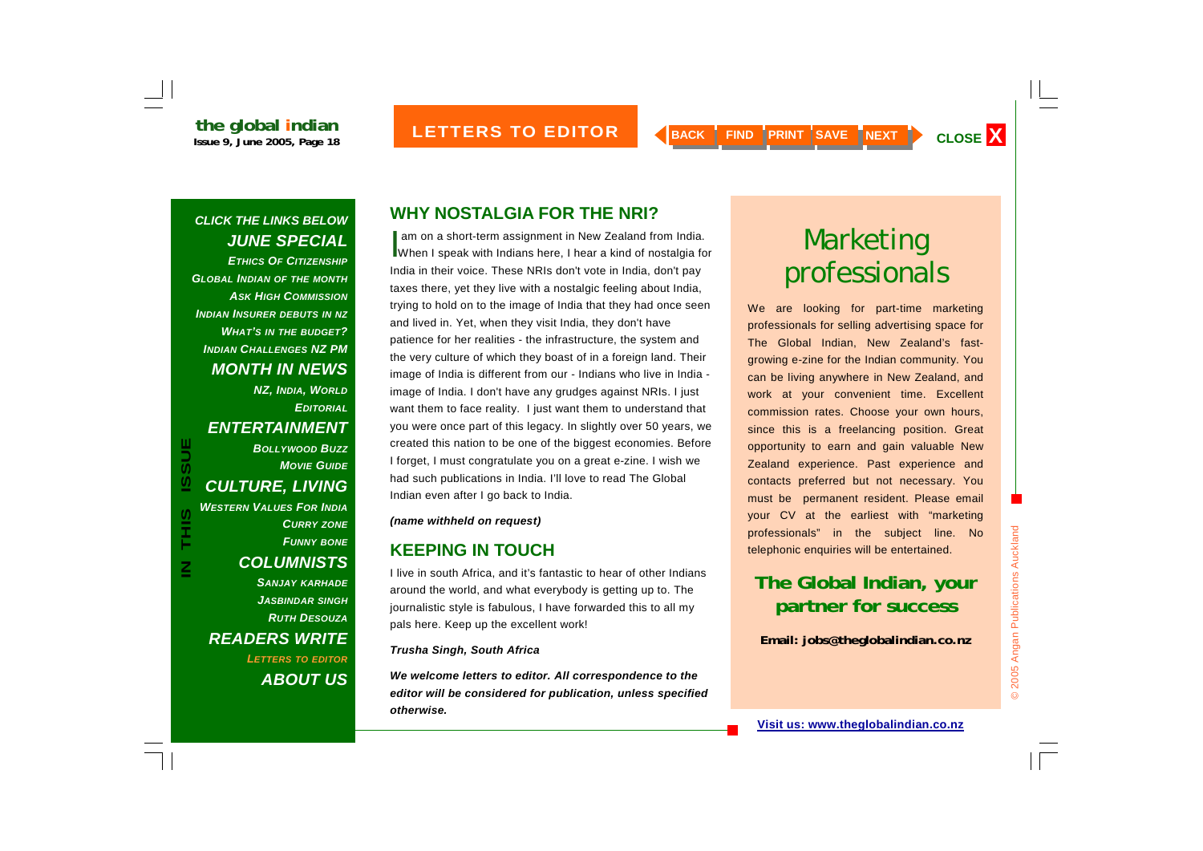# LETTERS TO EDITOR

**CLICK THE LINKS BELOW**

***JUNE SPECIAL***

*Ethics Of Citizenship*
*Global Indian of the Month*
*Ask High Commission*
*Indian Insurer Debuts in NZ*
*What's in the Budget?*
*Indian Challenges NZ PM*

***MONTH IN NEWS***

*NZ, India, World*
*Editorial*

***ENTERTAINMENT***

*Bollywood Buzz*
*Movie Guide*

***CULTURE, LIVING***

*Western Values For India*
*Curry Zone*
*Funny Bone*

***COLUMNISTS***

*Sanjay Karhade*
*Jasbindar Singh*
*Ruth Desouza*

***READERS WRITE***

*Letters to Editor*

***ABOUT US***

## WHY NOSTALGIA FOR THE NRI?

I am on a short-term assignment in New Zealand from India. When I speak with Indians here, I hear a kind of nostalgia for India in their voice. These NRIs don't vote in India, don't pay taxes there, yet they live with a nostalgic feeling about India, trying to hold on to the image of India that they had once seen and lived in. Yet, when they visit India, they don't have patience for her realities - the infrastructure, the system and the very culture of which they boast of in a foreign land. Their image of India is different from our - Indians who live in India - image of India. I don't have any grudges against NRIs. I just want them to face reality. I just want them to understand that you were once part of this legacy. In slightly over 50 years, we created this nation to be one of the biggest economies. Before I forget, I must congratulate you on a great e-zine. I wish we had such publications in India. I'll love to read The Global Indian even after I go back to India.

***(name withheld on request)***

## KEEPING IN TOUCH

I live in south Africa, and it's fantastic to hear of other Indians around the world, and what everybody is getting up to. The journalistic style is fabulous, I have forwarded this to all my pals here. Keep up the excellent work!

***Trusha Singh, South Africa***

***We welcome letters to editor. All correspondence to the editor will be considered for publication, unless specified otherwise.***

# Marketing professionals

We are looking for part-time marketing professionals for selling advertising space for The Global Indian, New Zealand's fast-growing e-zine for the Indian community. You can be living anywhere in New Zealand, and work at your convenient time. Excellent commission rates. Choose your own hours, since this is a freelancing position. Great opportunity to earn and gain valuable New Zealand experience. Past experience and contacts preferred but not necessary. You must be permanent resident. Please email your CV at the earliest with "marketing professionals" in the subject line. No telephonic enquiries will be entertained.

**The Global Indian, your partner for success**

**Email: jobs@theglobalindian.co.nz**

**Visit us: www.theglobalindian.co.nz**

© 2005 Angan Publications Auckland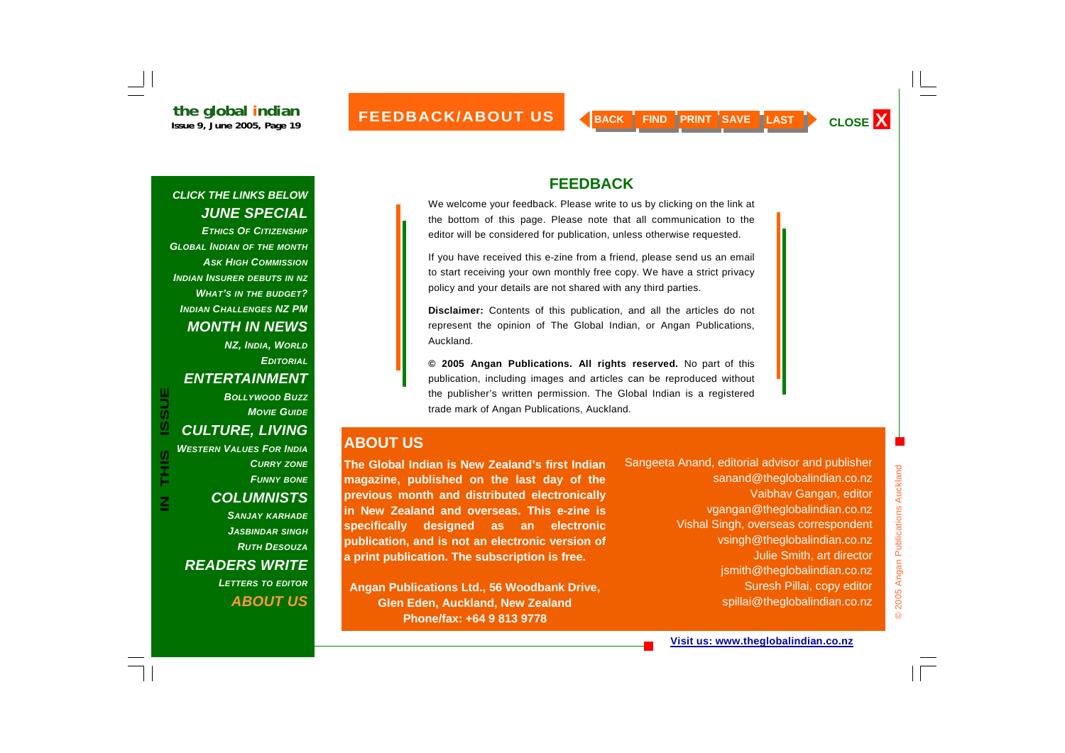# FEEDBACK/ABOUT US

## FEEDBACK

We welcome your feedback. Please write to us by clicking on the link at the bottom of this page. Please note that all communication to the editor will be considered for publication, unless otherwise requested.

If you have received this e-zine from a friend, please send us an email to start receiving your own monthly free copy. We have a strict privacy policy and your details are not shared with any third parties.

**Disclaimer:** Contents of this publication, and all the articles do not represent the opinion of The Global Indian, or Angan Publications, Auckland.

**© 2005 Angan Publications. All rights reserved.** No part of this publication, including images and articles can be reproduced without the publisher's written permission. The Global Indian is a registered trade mark of Angan Publications, Auckland.

## ABOUT US

**The Global Indian is New Zealand's first Indian magazine, published on the last day of the previous month and distributed electronically in New Zealand and overseas. This e-zine is specifically designed as an electronic publication, and is not an electronic version of a print publication. The subscription is free.**

**Angan Publications Ltd., 56 Woodbank Drive, Glen Eden, Auckland, New Zealand**
**Phone/fax: +64 9 813 9778**

Sangeeta Anand, editorial advisor and publisher
sanand@theglobalindian.co.nz
Vaibhav Gangan, editor
vgangan@theglobalindian.co.nz
Vishal Singh, overseas correspondent
vsingh@theglobalindian.co.nz
Julie Smith, art director
jsmith@theglobalindian.co.nz
Suresh Pillai, copy editor
spillai@theglobalindian.co.nz

Visit us: www.theglobalindian.co.nz